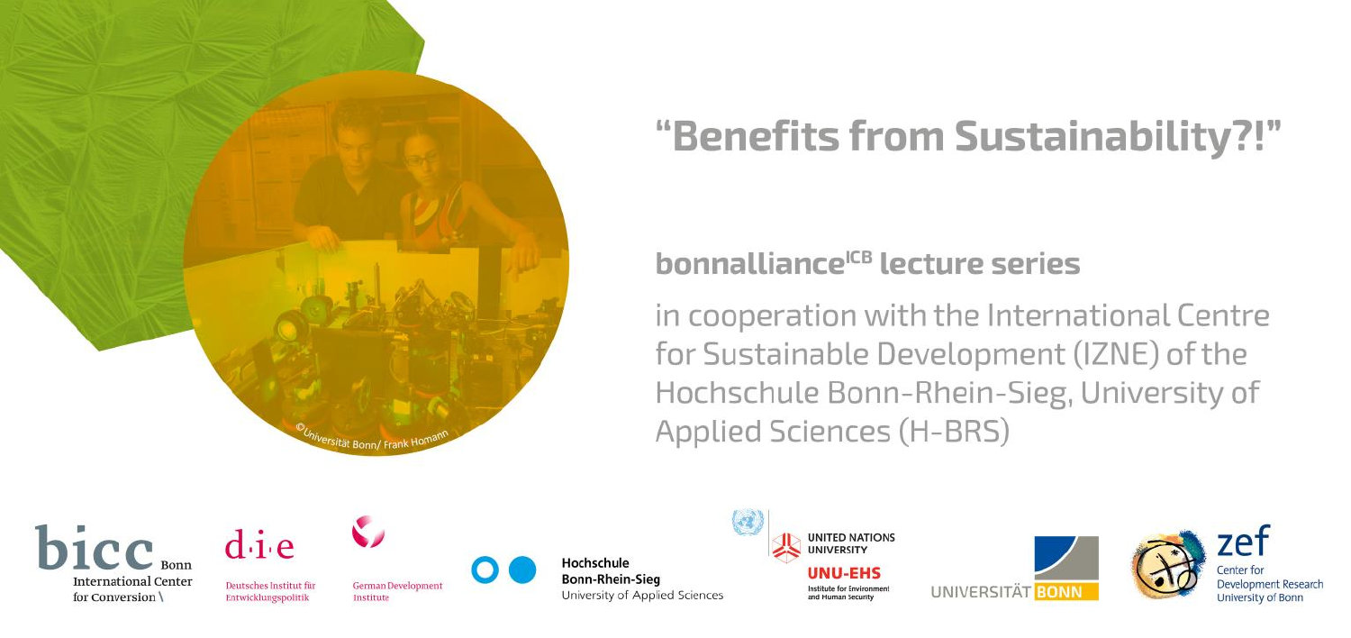# "Benefits from Sustainability?!"

## bonnalliance[ICB] lecture series

in cooperation with the International Centre for Sustainable Development (IZNE) of the Hochschule Bonn-Rhein-Sieg, University of Applied Sciences (H-BRS)

©Universität Bonn/ Frank Homann

bicc Bonn International Center for Conversion

d·i·e Deutsches Institut für Entwicklungspolitik

German Development Institute

Hochschule Bonn-Rhein-Sieg University of Applied Sciences

UNITED NATIONS UNIVERSITY UNU-EHS Institute for Environment and Human Security

UNIVERSITÄT BONN

zef Center for Development Research University of Bonn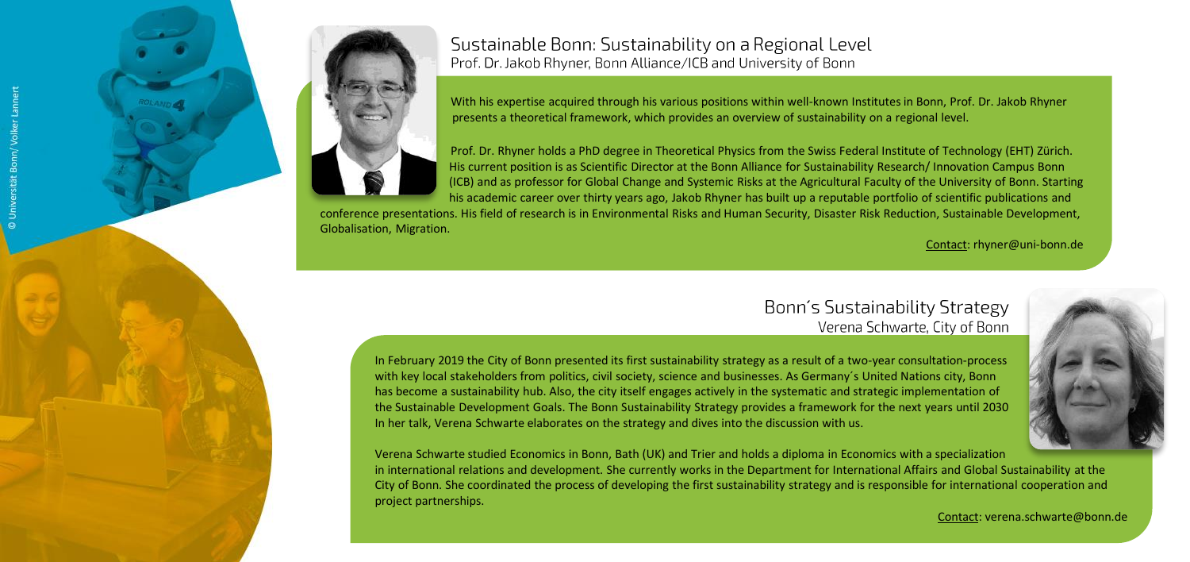## Sustainable Bonn: Sustainability on a Regional Level

Prof. Dr. Jakob Rhyner, Bonn Alliance/ICB and University of Bonn

With his expertise acquired through his various positions within well-known Institutes in Bonn, Prof. Dr. Jakob Rhyner presents a theoretical framework, which provides an overview of sustainability on a regional level.

Prof. Dr. Rhyner holds a PhD degree in Theoretical Physics from the Swiss Federal Institute of Technology (EHT) Zürich. His current position is as Scientific Director at the Bonn Alliance for Sustainability Research/ Innovation Campus Bonn (ICB) and as professor for Global Change and Systemic Risks at the Agricultural Faculty of the University of Bonn. Starting his academic career over thirty years ago, Jakob Rhyner has built up a reputable portfolio of scientific publications and conference presentations. His field of research is in Environmental Risks and Human Security, Disaster Risk Reduction, Sustainable Development, Globalisation, Migration.

Contact: rhyner@uni-bonn.de

## Bonn´s Sustainability Strategy

Verena Schwarte, City of Bonn

In February 2019 the City of Bonn presented its first sustainability strategy as a result of a two-year consultation-process with key local stakeholders from politics, civil society, science and businesses. As Germany´s United Nations city, Bonn has become a sustainability hub. Also, the city itself engages actively in the systematic and strategic implementation of the Sustainable Development Goals. The Bonn Sustainability Strategy provides a framework for the next years until 2030 In her talk, Verena Schwarte elaborates on the strategy and dives into the discussion with us.

Verena Schwarte studied Economics in Bonn, Bath (UK) and Trier and holds a diploma in Economics with a specialization in international relations and development. She currently works in the Department for International Affairs and Global Sustainability at the City of Bonn. She coordinated the process of developing the first sustainability strategy and is responsible for international cooperation and project partnerships.

Contact: verena.schwarte@bonn.de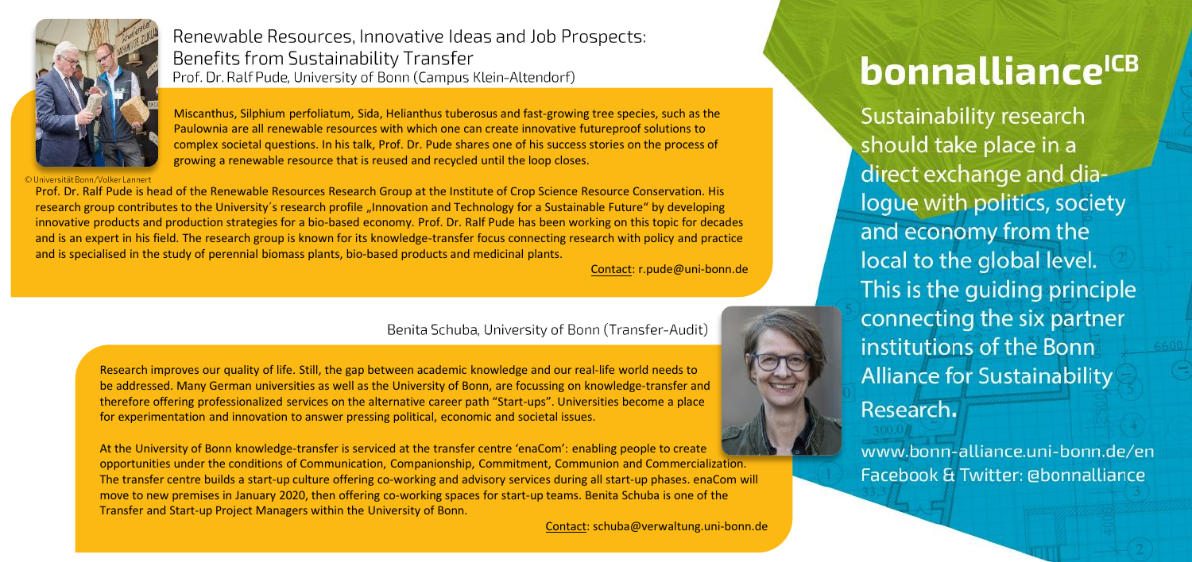## Renewable Resources, Innovative Ideas and Job Prospects: Benefits from Sustainability Transfer

Prof. Dr. Ralf Pude, University of Bonn (Campus Klein-Altendorf)

Miscanthus, Silphium perfoliatum, Sida, Helianthus tuberosus and fast-growing tree species, such as the Paulownia are all renewable resources with which one can create innovative futureproof solutions to complex societal questions. In his talk, Prof. Dr. Pude shares one of his success stories on the process of growing a renewable resource that is reused and recycled until the loop closes.

© Universität Bonn/Volker Lannert

Prof. Dr. Ralf Pude is head of the Renewable Resources Research Group at the Institute of Crop Science Resource Conservation. His research group contributes to the University´s research profile „Innovation and Technology for a Sustainable Future" by developing innovative products and production strategies for a bio-based economy. Prof. Dr. Ralf Pude has been working on this topic for decades and is an expert in his field. The research group is known for its knowledge-transfer focus connecting research with policy and practice and is specialised in the study of perennial biomass plants, bio-based products and medicinal plants.

Contact: r.pude@uni-bonn.de

Benita Schuba, University of Bonn (Transfer-Audit)

Research improves our quality of life. Still, the gap between academic knowledge and our real-life world needs to be addressed. Many German universities as well as the University of Bonn, are focussing on knowledge-transfer and therefore offering professionalized services on the alternative career path "Start-ups". Universities become a place for experimentation and innovation to answer pressing political, economic and societal issues.

At the University of Bonn knowledge-transfer is serviced at the transfer centre 'enaCom': enabling people to create opportunities under the conditions of Communication, Companionship, Commitment, Communion and Commercialization. The transfer centre builds a start-up culture offering co-working and advisory services during all start-up phases. enaCom will move to new premises in January 2020, then offering co-working spaces for start-up teams. Benita Schuba is one of the Transfer and Start-up Project Managers within the University of Bonn.

Contact: schuba@verwaltung.uni-bonn.de

# bonnalliance[ICB]

Sustainability research should take place in a direct exchange and dialogue with politics, society and economy from the local to the global level. This is the guiding principle connecting the six partner institutions of the Bonn Alliance for Sustainability Research.

www.bonn-alliance.uni-bonn.de/en
Facebook & Twitter: @bonnalliance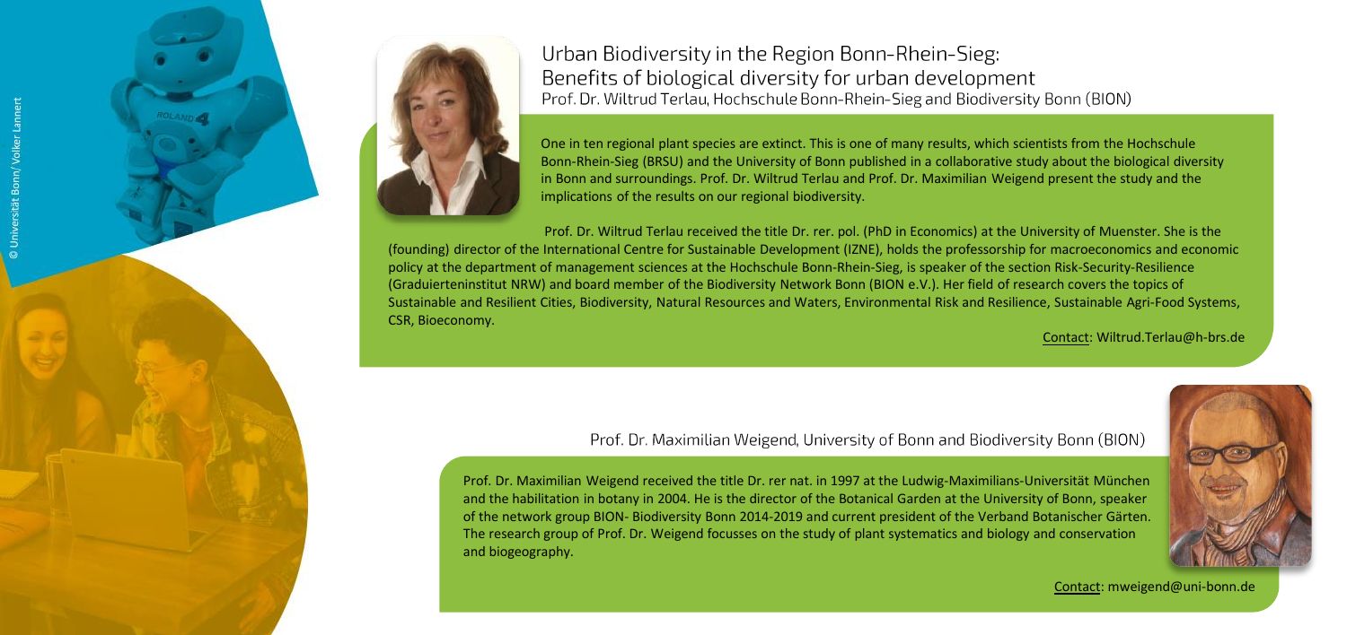## Urban Biodiversity in the Region Bonn-Rhein-Sieg: Benefits of biological diversity for urban development

Prof. Dr. Wiltrud Terlau, Hochschule Bonn-Rhein-Sieg and Biodiversity Bonn (BION)

One in ten regional plant species are extinct. This is one of many results, which scientists from the Hochschule Bonn-Rhein-Sieg (BRSU) and the University of Bonn published in a collaborative study about the biological diversity in Bonn and surroundings. Prof. Dr. Wiltrud Terlau and Prof. Dr. Maximilian Weigend present the study and the implications of the results on our regional biodiversity.

Prof. Dr. Wiltrud Terlau received the title Dr. rer. pol. (PhD in Economics) at the University of Muenster. She is the (founding) director of the International Centre for Sustainable Development (IZNE), holds the professorship for macroeconomics and economic policy at the department of management sciences at the Hochschule Bonn-Rhein-Sieg, is speaker of the section Risk-Security-Resilience (Graduierteninstitut NRW) and board member of the Biodiversity Network Bonn (BION e.V.). Her field of research covers the topics of Sustainable and Resilient Cities, Biodiversity, Natural Resources and Waters, Environmental Risk and Resilience, Sustainable Agri-Food Systems, CSR, Bioeconomy.

Contact: Wiltrud.Terlau@h-brs.de

### Prof. Dr. Maximilian Weigend, University of Bonn and Biodiversity Bonn (BION)

Prof. Dr. Maximilian Weigend received the title Dr. rer nat. in 1997 at the Ludwig-Maximilians-Universität München and the habilitation in botany in 2004. He is the director of the Botanical Garden at the University of Bonn, speaker of the network group BION- Biodiversity Bonn 2014-2019 and current president of the Verband Botanischer Gärten. The research group of Prof. Dr. Weigend focusses on the study of plant systematics and biology and conservation and biogeography.

Contact: mweigend@uni-bonn.de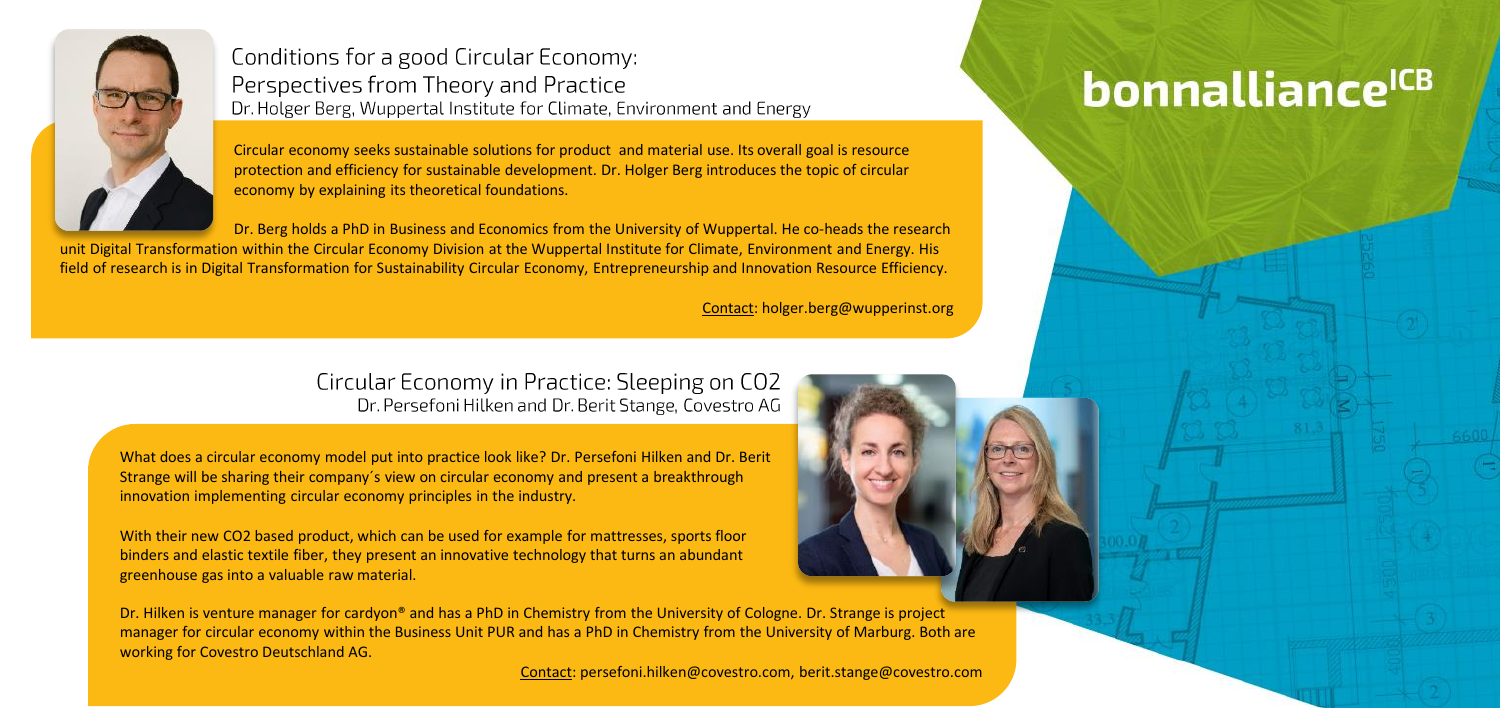## Conditions for a good Circular Economy: Perspectives from Theory and Practice

Dr. Holger Berg, Wuppertal Institute for Climate, Environment and Energy

Circular economy seeks sustainable solutions for product and material use. Its overall goal is resource protection and efficiency for sustainable development. Dr. Holger Berg introduces the topic of circular economy by explaining its theoretical foundations.

Dr. Berg holds a PhD in Business and Economics from the University of Wuppertal. He co-heads the research unit Digital Transformation within the Circular Economy Division at the Wuppertal Institute for Climate, Environment and Energy. His field of research is in Digital Transformation for Sustainability Circular Economy, Entrepreneurship and Innovation Resource Efficiency.

Contact: holger.berg@wupperinst.org

## Circular Economy in Practice: Sleeping on CO2

Dr. Persefoni Hilken and Dr. Berit Stange, Covestro AG

What does a circular economy model put into practice look like? Dr. Persefoni Hilken and Dr. Berit Strange will be sharing their company´s view on circular economy and present a breakthrough innovation implementing circular economy principles in the industry.

With their new CO2 based product, which can be used for example for mattresses, sports floor binders and elastic textile fiber, they present an innovative technology that turns an abundant greenhouse gas into a valuable raw material.

Dr. Hilken is venture manager for cardyon® and has a PhD in Chemistry from the University of Cologne. Dr. Strange is project manager for circular economy within the Business Unit PUR and has a PhD in Chemistry from the University of Marburg. Both are working for Covestro Deutschland AG.

Contact: persefoni.hilken@covestro.com, berit.stange@covestro.com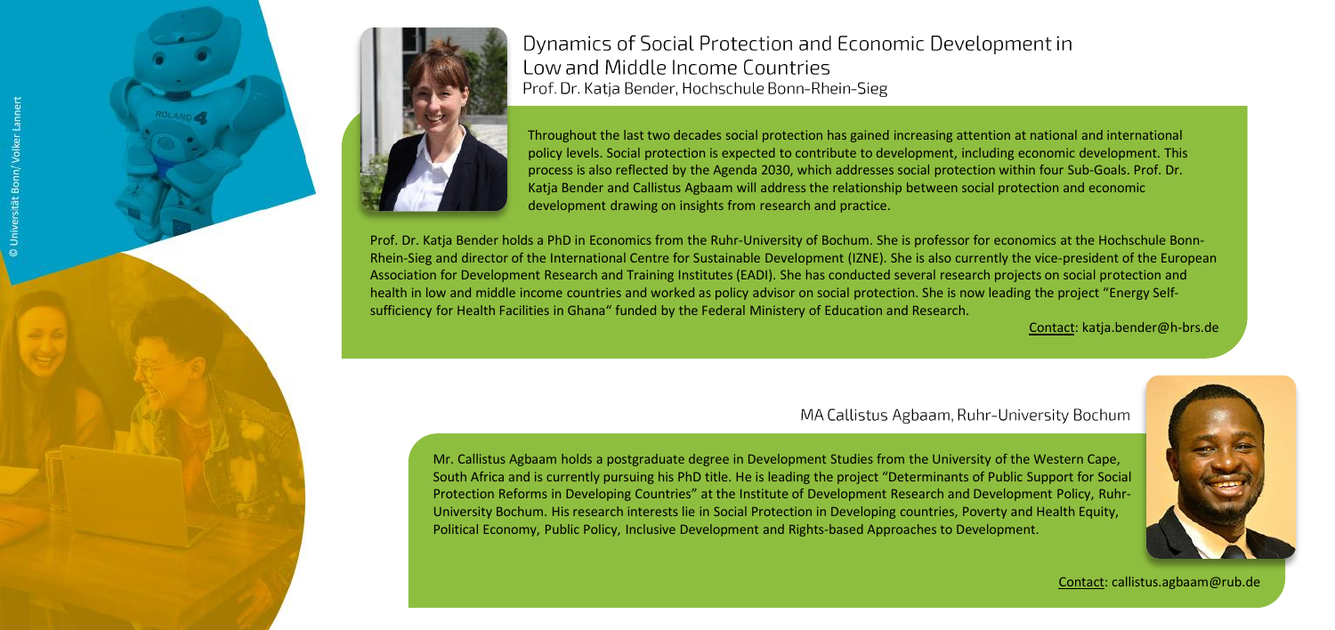## Dynamics of Social Protection and Economic Development in Low and Middle Income Countries

Prof. Dr. Katja Bender, Hochschule Bonn-Rhein-Sieg

Throughout the last two decades social protection has gained increasing attention at national and international policy levels. Social protection is expected to contribute to development, including economic development. This process is also reflected by the Agenda 2030, which addresses social protection within four Sub-Goals. Prof. Dr. Katja Bender and Callistus Agbaam will address the relationship between social protection and economic development drawing on insights from research and practice.

Prof. Dr. Katja Bender holds a PhD in Economics from the Ruhr-University of Bochum. She is professor for economics at the Hochschule Bonn-Rhein-Sieg and director of the International Centre for Sustainable Development (IZNE). She is also currently the vice-president of the European Association for Development Research and Training Institutes (EADI). She has conducted several research projects on social protection and health in low and middle income countries and worked as policy advisor on social protection. She is now leading the project "Energy Self-sufficiency for Health Facilities in Ghana" funded by the Federal Ministery of Education and Research.

Contact: katja.bender@h-brs.de

MA Callistus Agbaam, Ruhr-University Bochum

Mr. Callistus Agbaam holds a postgraduate degree in Development Studies from the University of the Western Cape, South Africa and is currently pursuing his PhD title. He is leading the project "Determinants of Public Support for Social Protection Reforms in Developing Countries" at the Institute of Development Research and Development Policy, Ruhr-University Bochum. His research interests lie in Social Protection in Developing countries, Poverty and Health Equity, Political Economy, Public Policy, Inclusive Development and Rights-based Approaches to Development.

Contact: callistus.agbaam@rub.de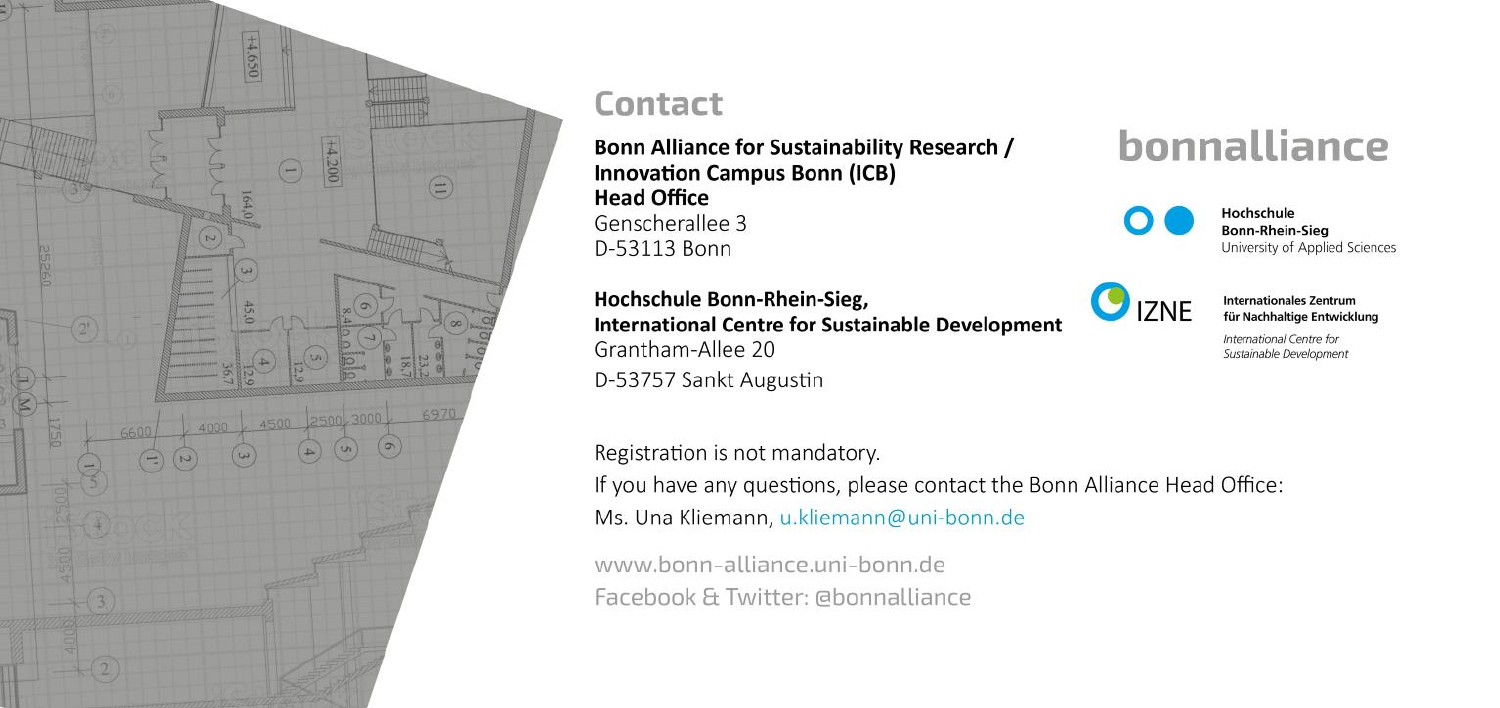## Contact

**Bonn Alliance for Sustainability Research / Innovation Campus Bonn (ICB) Head Office**
Genscherallee 3
D-53113 Bonn

**Hochschule Bonn-Rhein-Sieg, International Centre for Sustainable Development**
Grantham-Allee 20
D-53757 Sankt Augustin

bonnalliance

Hochschule Bonn-Rhein-Sieg
University of Applied Sciences

IZNE
Internationales Zentrum für Nachhaltige Entwicklung
*International Centre for Sustainable Development*

Registration is not mandatory.
If you have any questions, please contact the Bonn Alliance Head Office:
Ms. Una Kliemann, u.kliemann@uni-bonn.de

www.bonn-alliance.uni-bonn.de
Facebook & Twitter: @bonnalliance